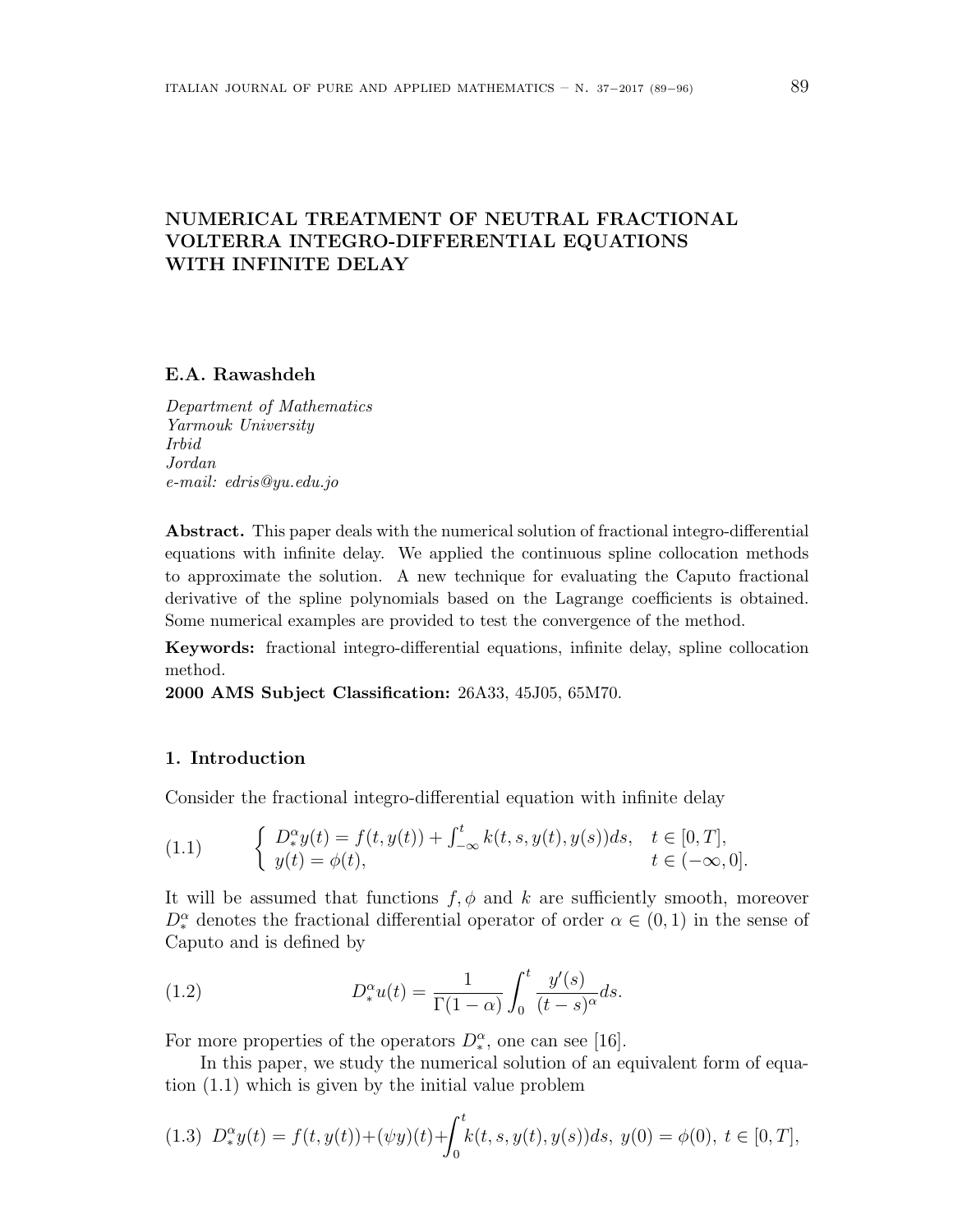# NUMERICAL TREATMENT OF NEUTRAL FRACTIONAL VOLTERRA INTEGRO-DIFFERENTIAL EQUATIONS WITH INFINITE DELAY

**E.A. Rawashdeh**

*Department of Mathematics*
*Yarmouk University*
*Irbid*
*Jordan*
*e-mail: edris@yu.edu.jo*

**Abstract.** This paper deals with the numerical solution of fractional integro-differential equations with infinite delay. We applied the continuous spline collocation methods to approximate the solution. A new technique for evaluating the Caputo fractional derivative of the spline polynomials based on the Lagrange coefficients is obtained. Some numerical examples are provided to test the convergence of the method.

**Keywords:** fractional integro-differential equations, infinite delay, spline collocation method.

**2000 AMS Subject Classification:** 26A33, 45J05, 65M70.

## 1. Introduction

Consider the fractional integro-differential equation with infinite delay

$$\text{(1.1)} \qquad \begin{cases} D_*^\alpha y(t) = f(t, y(t)) + \int_{-\infty}^{t} k(t, s, y(t), y(s))ds, & t \in [0, T], \\ y(t) = \phi(t), & t \in (-\infty, 0]. \end{cases}$$

It will be assumed that functions $f, \phi$ and $k$ are sufficiently smooth, moreover $D_*^\alpha$ denotes the fractional differential operator of order $\alpha \in (0, 1)$ in the sense of Caputo and is defined by

$$\text{(1.2)} \qquad D_*^\alpha u(t) = \frac{1}{\Gamma(1-\alpha)} \int_0^t \frac{y'(s)}{(t-s)^\alpha} ds.$$

For more properties of the operators $D_*^\alpha$, one can see [16].

In this paper, we study the numerical solution of an equivalent form of equation (1.1) which is given by the initial value problem

$$\text{(1.3)} \quad D_*^\alpha y(t) = f(t, y(t)) + (\psi y)(t) + \int_0^t k(t, s, y(t), y(s))ds, \ y(0) = \phi(0), \ t \in [0, T],$$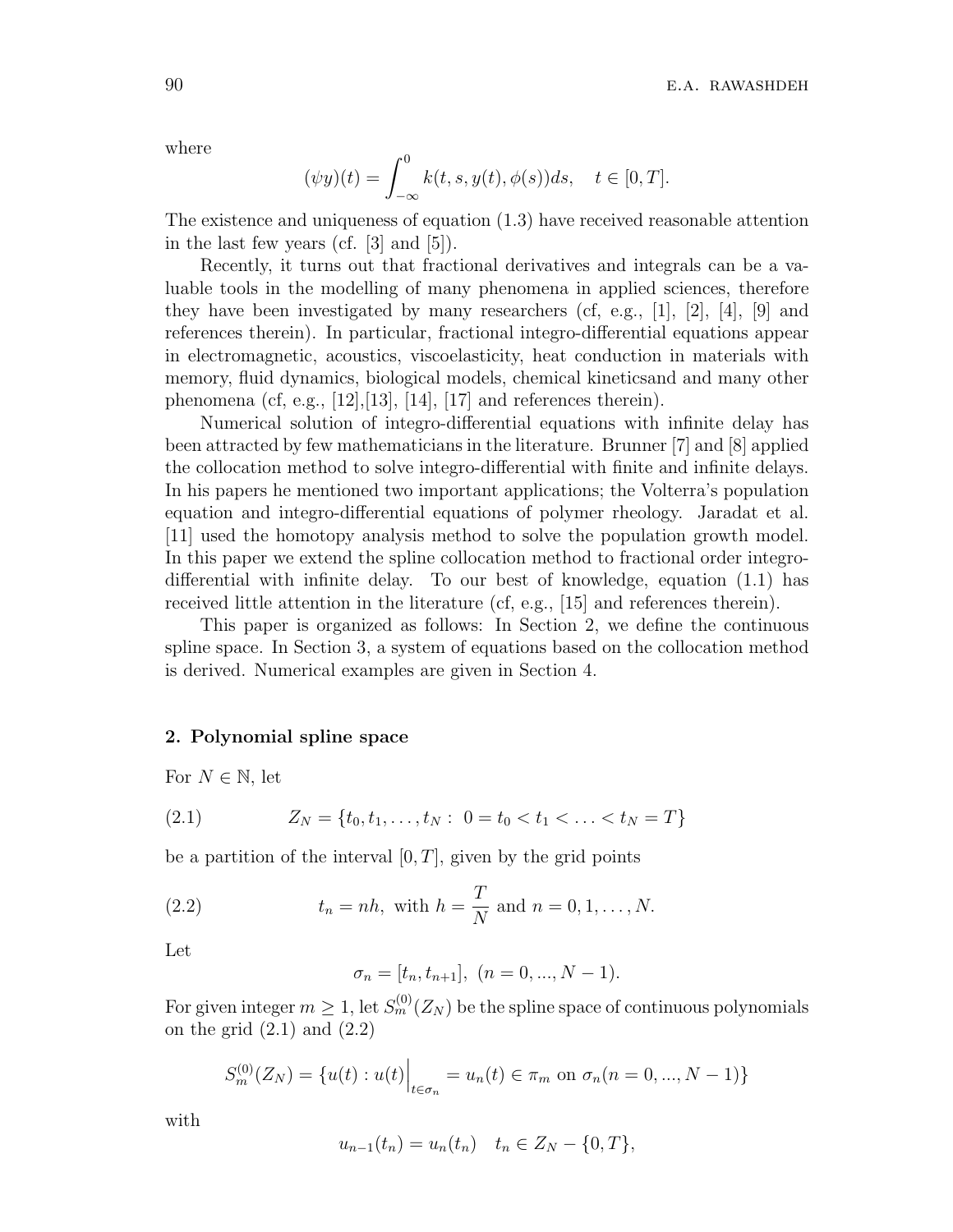where

$$(\psi y)(t) = \int_{-\infty}^{0} k(t, s, y(t), \phi(s)) ds, \quad t \in [0, T].$$

The existence and uniqueness of equation (1.3) have received reasonable attention in the last few years (cf. [3] and [5]).

Recently, it turns out that fractional derivatives and integrals can be a valuable tools in the modelling of many phenomena in applied sciences, therefore they have been investigated by many researchers (cf, e.g., [1], [2], [4], [9] and references therein). In particular, fractional integro-differential equations appear in electromagnetic, acoustics, viscoelasticity, heat conduction in materials with memory, fluid dynamics, biological models, chemical kineticsand and many other phenomena (cf, e.g., [12],[13], [14], [17] and references therein).

Numerical solution of integro-differential equations with infinite delay has been attracted by few mathematicians in the literature. Brunner [7] and [8] applied the collocation method to solve integro-differential with finite and infinite delays. In his papers he mentioned two important applications; the Volterra's population equation and integro-differential equations of polymer rheology. Jaradat et al. [11] used the homotopy analysis method to solve the population growth model. In this paper we extend the spline collocation method to fractional order integro-differential with infinite delay. To our best of knowledge, equation (1.1) has received little attention in the literature (cf, e.g., [15] and references therein).

This paper is organized as follows: In Section 2, we define the continuous spline space. In Section 3, a system of equations based on the collocation method is derived. Numerical examples are given in Section 4.

## 2. Polynomial spline space

For $N \in \mathbb{N}$, let

$$Z_N = \{t_0, t_1, \ldots, t_N : \ 0 = t_0 < t_1 < \ldots < t_N = T\} \tag{2.1}$$

be a partition of the interval $[0, T]$, given by the grid points

$$t_n = nh, \text{ with } h = \frac{T}{N} \text{ and } n = 0, 1, \ldots, N. \tag{2.2}$$

Let

$$\sigma_n = [t_n, t_{n+1}], \ (n = 0, ..., N-1).$$

For given integer $m \geq 1$, let $S_m^{(0)}(Z_N)$ be the spline space of continuous polynomials on the grid (2.1) and (2.2)

$$S_m^{(0)}(Z_N) = \{u(t) : u(t)\Big|_{t \in \sigma_n} = u_n(t) \in \pi_m \text{ on } \sigma_n (n = 0, ..., N-1)\}$$

with

$$u_{n-1}(t_n) = u_n(t_n) \quad t_n \in Z_N - \{0, T\},$$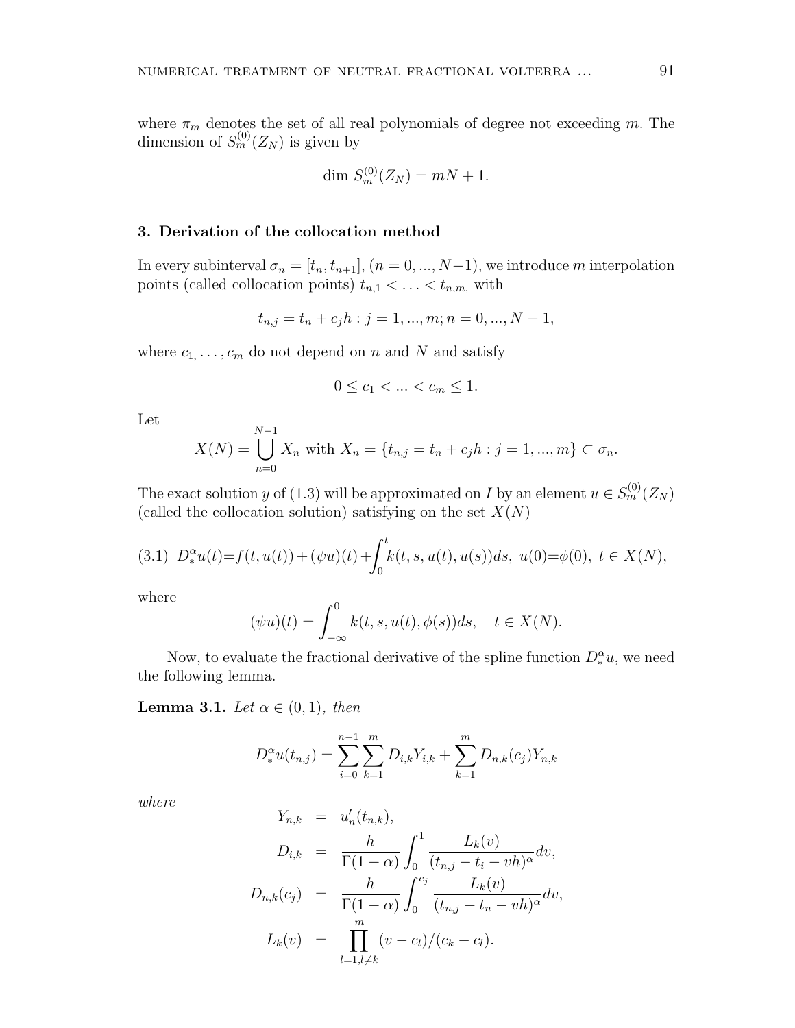where $\pi_m$ denotes the set of all real polynomials of degree not exceeding $m$. The dimension of $S_m^{(0)}(Z_N)$ is given by

$$\dim\, S_m^{(0)}(Z_N) = mN + 1.$$

## 3. Derivation of the collocation method

In every subinterval $\sigma_n = [t_n, t_{n+1}]$, $(n = 0, ..., N-1)$, we introduce $m$ interpolation points (called collocation points) $t_{n,1} < \ldots < t_{n,m,}$ with

$$t_{n,j} = t_n + c_j h : j = 1, ..., m; n = 0, ..., N-1,$$

where $c_{1,} \ldots, c_m$ do not depend on $n$ and $N$ and satisfy

$$0 \le c_1 < ... < c_m \le 1.$$

Let

$$X(N) = \bigcup_{n=0}^{N-1} X_n \text{ with } X_n = \{t_{n,j} = t_n + c_j h : j = 1, ..., m\} \subset \sigma_n.$$

The exact solution $y$ of (1.3) will be approximated on $I$ by an element $u \in S_m^{(0)}(Z_N)$ (called the collocation solution) satisfying on the set $X(N)$

$$D_*^\alpha u(t) = f(t, u(t)) + (\psi u)(t) + \int_0^t k(t, s, u(t), u(s))ds, \; u(0) = \phi(0), \; t \in X(N), \tag{3.1}$$

where

$$(\psi u)(t) = \int_{-\infty}^0 k(t, s, u(t), \phi(s))ds, \quad t \in X(N).$$

Now, to evaluate the fractional derivative of the spline function $D_*^\alpha u$, we need the following lemma.

**Lemma 3.1.** *Let $\alpha \in (0, 1)$, then*

$$D_*^\alpha u(t_{n,j}) = \sum_{i=0}^{n-1} \sum_{k=1}^{m} D_{i,k} Y_{i,k} + \sum_{k=1}^{m} D_{n,k}(c_j) Y_{n,k}$$

*where*

$$\begin{aligned}
Y_{n,k} &= u_n'(t_{n,k}), \\
D_{i,k} &= \frac{h}{\Gamma(1-\alpha)} \int_0^1 \frac{L_k(v)}{(t_{n,j} - t_i - vh)^\alpha} dv, \\
D_{n,k}(c_j) &= \frac{h}{\Gamma(1-\alpha)} \int_0^{c_j} \frac{L_k(v)}{(t_{n,j} - t_n - vh)^\alpha} dv, \\
L_k(v) &= \prod_{l=1, l \ne k}^{m} (v - c_l)/(c_k - c_l).
\end{aligned}$$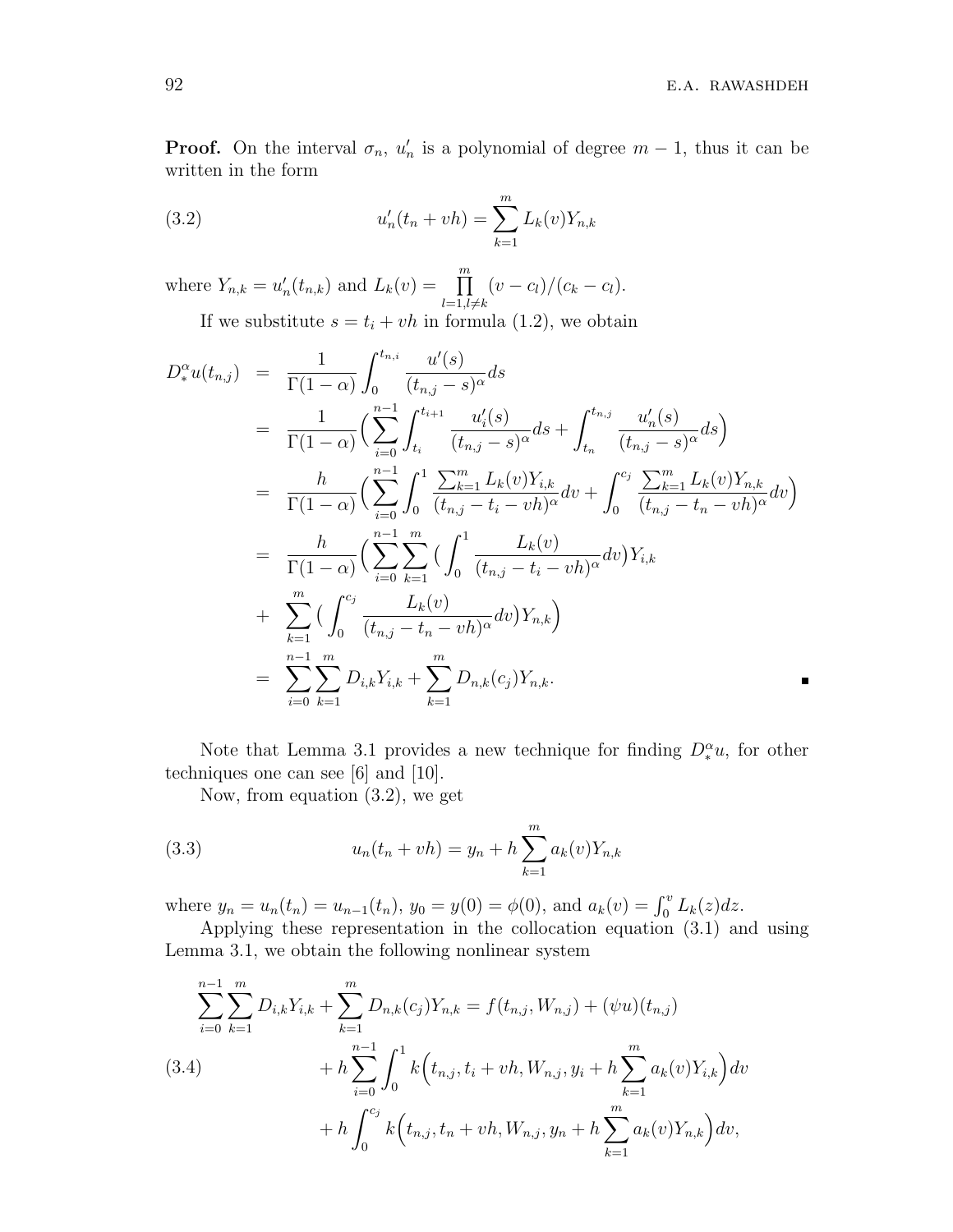**Proof.** On the interval $\sigma_n$, $u_n'$ is a polynomial of degree $m-1$, thus it can be written in the form

$$u_n'(t_n + vh) = \sum_{k=1}^{m} L_k(v) Y_{n,k} \tag{3.2}$$

where $Y_{n,k} = u_n'(t_{n,k})$ and $L_k(v) = \prod_{l=1, l\neq k}^{m} (v - c_l)/(c_k - c_l)$.

If we substitute $s = t_i + vh$ in formula (1.2), we obtain

$$
\begin{aligned}
D_*^\alpha u(t_{n,j}) &= \frac{1}{\Gamma(1-\alpha)} \int_0^{t_{n,i}} \frac{u'(s)}{(t_{n,j}-s)^\alpha} ds \\
&= \frac{1}{\Gamma(1-\alpha)} \Big( \sum_{i=0}^{n-1} \int_{t_i}^{t_{i+1}} \frac{u_i'(s)}{(t_{n,j}-s)^\alpha} ds + \int_{t_n}^{t_{n,j}} \frac{u_n'(s)}{(t_{n,j}-s)^\alpha} ds \Big) \\
&= \frac{h}{\Gamma(1-\alpha)} \Big( \sum_{i=0}^{n-1} \int_0^1 \frac{\sum_{k=1}^m L_k(v) Y_{i,k}}{(t_{n,j} - t_i - vh)^\alpha} dv + \int_0^{c_j} \frac{\sum_{k=1}^m L_k(v) Y_{n,k}}{(t_{n,j} - t_n - vh)^\alpha} dv \Big) \\
&= \frac{h}{\Gamma(1-\alpha)} \Big( \sum_{i=0}^{n-1} \sum_{k=1}^{m} \Big( \int_0^1 \frac{L_k(v)}{(t_{n,j} - t_i - vh)^\alpha} dv \Big) Y_{i,k} \\
&+ \sum_{k=1}^{m} \Big( \int_0^{c_j} \frac{L_k(v)}{(t_{n,j} - t_n - vh)^\alpha} dv \Big) Y_{n,k} \Big) \\
&= \sum_{i=0}^{n-1} \sum_{k=1}^{m} D_{i,k} Y_{i,k} + \sum_{k=1}^{m} D_{n,k}(c_j) Y_{n,k}.
\end{aligned}
$$

■

Note that Lemma 3.1 provides a new technique for finding $D_*^\alpha u$, for other techniques one can see [6] and [10].

Now, from equation (3.2), we get

$$u_n(t_n + vh) = y_n + h \sum_{k=1}^{m} a_k(v) Y_{n,k} \tag{3.3}$$

where $y_n = u_n(t_n) = u_{n-1}(t_n)$, $y_0 = y(0) = \phi(0)$, and $a_k(v) = \int_0^v L_k(z) dz$.

Applying these representation in the collocation equation (3.1) and using Lemma 3.1, we obtain the following nonlinear system

$$
\begin{aligned}
\sum_{i=0}^{n-1} \sum_{k=1}^{m} D_{i,k} Y_{i,k} + \sum_{k=1}^{m} D_{n,k}(c_j) Y_{n,k} &= f(t_{n,j}, W_{n,j}) + (\psi u)(t_{n,j}) \\
&+ h \sum_{i=0}^{n-1} \int_0^1 k\Big(t_{n,j}, t_i + vh, W_{n,j}, y_i + h \sum_{k=1}^{m} a_k(v) Y_{i,k}\Big) dv \\
&+ h \int_0^{c_j} k\Big(t_{n,j}, t_n + vh, W_{n,j}, y_n + h \sum_{k=1}^{m} a_k(v) Y_{n,k}\Big) dv,
\end{aligned} \tag{3.4}
$$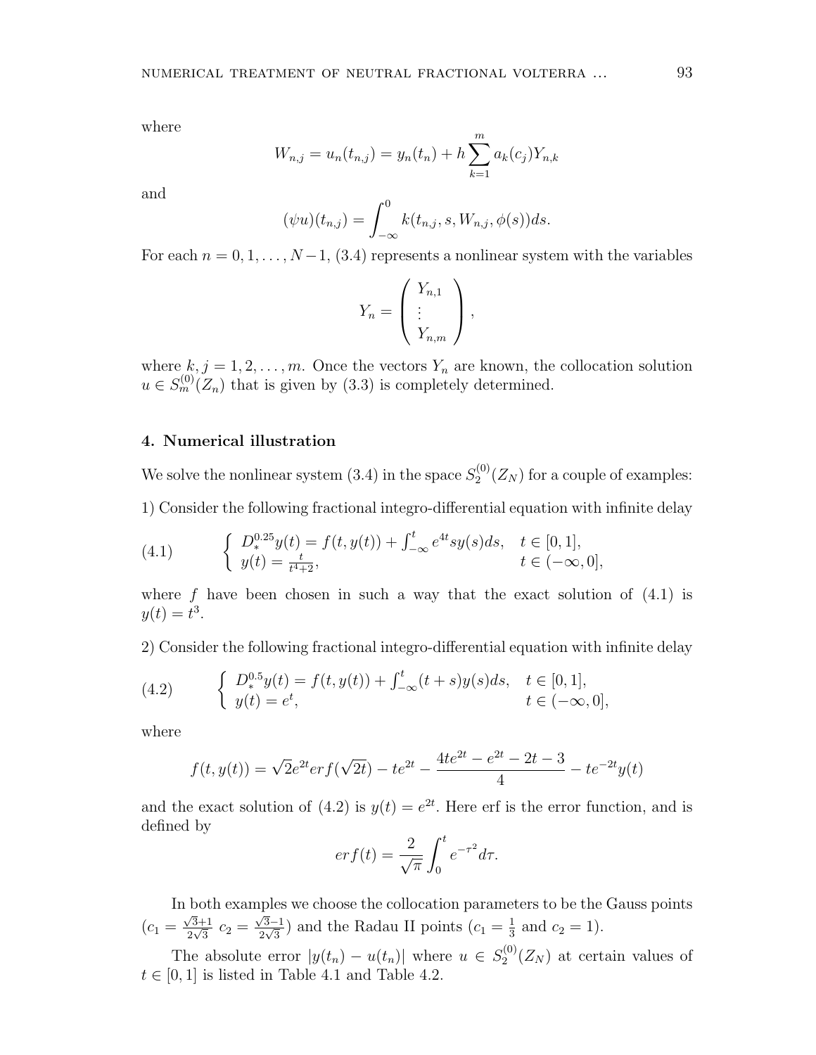where

$$W_{n,j} = u_n(t_{n,j}) = y_n(t_n) + h\sum_{k=1}^{m} a_k(c_j)Y_{n,k}$$

and

$$(\psi u)(t_{n,j}) = \int_{-\infty}^{0} k(t_{n,j}, s, W_{n,j}, \phi(s))ds.$$

For each $n = 0, 1, \ldots, N-1$, (3.4) represents a nonlinear system with the variables

$$Y_n = \begin{pmatrix} Y_{n,1} \\ \vdots \\ Y_{n,m} \end{pmatrix},$$

where $k, j = 1, 2, \ldots, m$. Once the vectors $Y_n$ are known, the collocation solution $u \in S_m^{(0)}(Z_n)$ that is given by (3.3) is completely determined.

## 4. Numerical illustration

We solve the nonlinear system (3.4) in the space $S_2^{(0)}(Z_N)$ for a couple of examples:

1) Consider the following fractional integro-differential equation with infinite delay

$$\text{(4.1)} \qquad \begin{cases} D_*^{0.25}y(t) = f(t, y(t)) + \int_{-\infty}^{t} e^{4t}sy(s)ds, & t \in [0,1], \\ y(t) = \frac{t}{t^4+2}, & t \in (-\infty, 0], \end{cases}$$

where $f$ have been chosen in such a way that the exact solution of (4.1) is $y(t) = t^3$.

2) Consider the following fractional integro-differential equation with infinite delay

$$\text{(4.2)} \qquad \begin{cases} D_*^{0.5}y(t) = f(t, y(t)) + \int_{-\infty}^{t} (t+s)y(s)ds, & t \in [0,1], \\ y(t) = e^t, & t \in (-\infty, 0], \end{cases}$$

where

$$f(t, y(t)) = \sqrt{2}e^{2t}erf(\sqrt{2t}) - te^{2t} - \frac{4te^{2t} - e^{2t} - 2t - 3}{4} - te^{-2t}y(t)$$

and the exact solution of (4.2) is $y(t) = e^{2t}$. Here erf is the error function, and is defined by

$$erf(t) = \frac{2}{\sqrt{\pi}}\int_0^t e^{-\tau^2}d\tau.$$

In both examples we choose the collocation parameters to be the Gauss points ($c_1 = \frac{\sqrt{3}+1}{2\sqrt{3}}$ $c_2 = \frac{\sqrt{3}-1}{2\sqrt{3}}$) and the Radau II points ($c_1 = \frac{1}{3}$ and $c_2 = 1$).

The absolute error $|y(t_n) - u(t_n)|$ where $u \in S_2^{(0)}(Z_N)$ at certain values of $t \in [0,1]$ is listed in Table 4.1 and Table 4.2.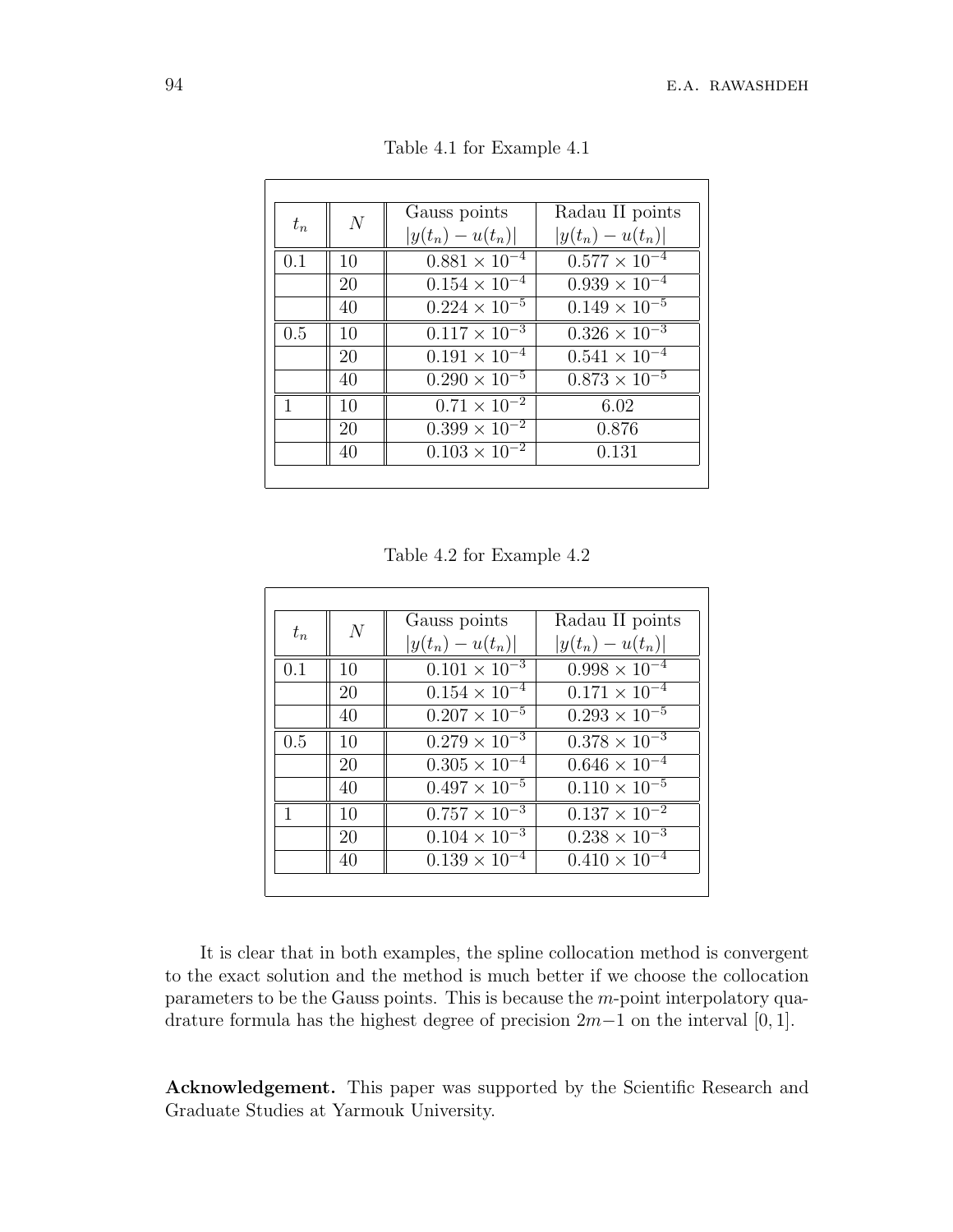Table 4.1 for Example 4.1

| $t_n$ | $N$ | Gauss points $\lvert y(t_n) - u(t_n)\rvert$ | Radau II points $\lvert y(t_n) - u(t_n)\rvert$ |
|---|---|---|---|
| 0.1 | 10 | $0.881 \times 10^{-4}$ | $0.577 \times 10^{-4}$ |
| | 20 | $0.154 \times 10^{-4}$ | $0.939 \times 10^{-4}$ |
| | 40 | $0.224 \times 10^{-5}$ | $0.149 \times 10^{-5}$ |
| 0.5 | 10 | $0.117 \times 10^{-3}$ | $0.326 \times 10^{-3}$ |
| | 20 | $0.191 \times 10^{-4}$ | $0.541 \times 10^{-4}$ |
| | 40 | $0.290 \times 10^{-5}$ | $0.873 \times 10^{-5}$ |
| 1 | 10 | $0.71 \times 10^{-2}$ | 6.02 |
| | 20 | $0.399 \times 10^{-2}$ | 0.876 |
| | 40 | $0.103 \times 10^{-2}$ | 0.131 |

Table 4.2 for Example 4.2

| $t_n$ | $N$ | Gauss points $\lvert y(t_n) - u(t_n)\rvert$ | Radau II points $\lvert y(t_n) - u(t_n)\rvert$ |
|---|---|---|---|
| 0.1 | 10 | $0.101 \times 10^{-3}$ | $0.998 \times 10^{-4}$ |
| | 20 | $0.154 \times 10^{-4}$ | $0.171 \times 10^{-4}$ |
| | 40 | $0.207 \times 10^{-5}$ | $0.293 \times 10^{-5}$ |
| 0.5 | 10 | $0.279 \times 10^{-3}$ | $0.378 \times 10^{-3}$ |
| | 20 | $0.305 \times 10^{-4}$ | $0.646 \times 10^{-4}$ |
| | 40 | $0.497 \times 10^{-5}$ | $0.110 \times 10^{-5}$ |
| 1 | 10 | $0.757 \times 10^{-3}$ | $0.137 \times 10^{-2}$ |
| | 20 | $0.104 \times 10^{-3}$ | $0.238 \times 10^{-3}$ |
| | 40 | $0.139 \times 10^{-4}$ | $0.410 \times 10^{-4}$ |

It is clear that in both examples, the spline collocation method is convergent to the exact solution and the method is much better if we choose the collocation parameters to be the Gauss points. This is because the $m$-point interpolatory quadrature formula has the highest degree of precision $2m-1$ on the interval $[0, 1]$.

**Acknowledgement.** This paper was supported by the Scientific Research and Graduate Studies at Yarmouk University.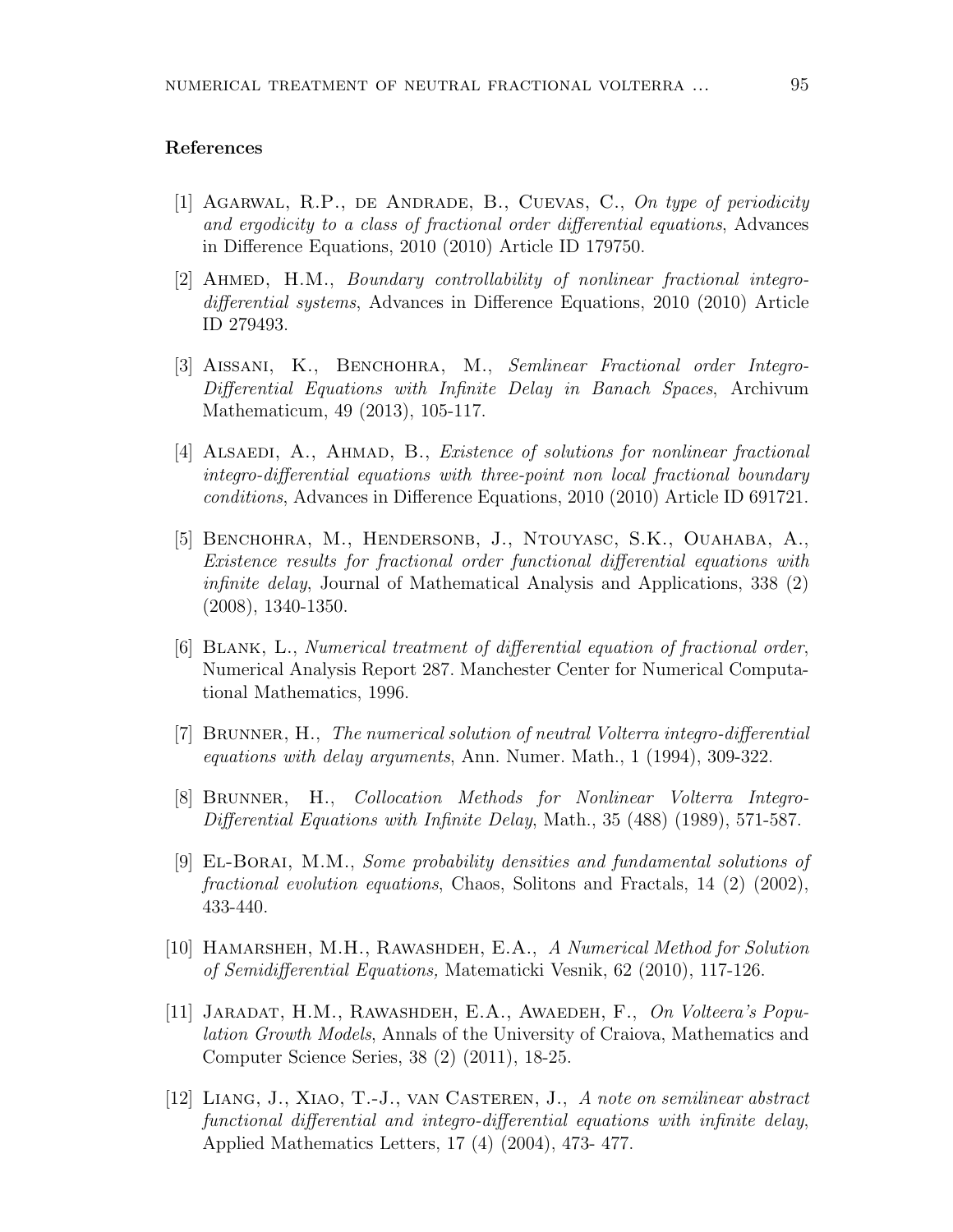## References

[1] Agarwal, R.P., de Andrade, B., Cuevas, C., *On type of periodicity and ergodicity to a class of fractional order differential equations*, Advances in Difference Equations, 2010 (2010) Article ID 179750.

[2] Ahmed, H.M., *Boundary controllability of nonlinear fractional integro-differential systems*, Advances in Difference Equations, 2010 (2010) Article ID 279493.

[3] Aissani, K., Benchohra, M., *Semlinear Fractional order Integro-Differential Equations with Infinite Delay in Banach Spaces*, Archivum Mathematicum, 49 (2013), 105-117.

[4] Alsaedi, A., Ahmad, B., *Existence of solutions for nonlinear fractional integro-differential equations with three-point non local fractional boundary conditions*, Advances in Difference Equations, 2010 (2010) Article ID 691721.

[5] Benchohra, M., Hendersonb, J., Ntouyasc, S.K., Ouahaba, A., *Existence results for fractional order functional differential equations with infinite delay*, Journal of Mathematical Analysis and Applications, 338 (2) (2008), 1340-1350.

[6] Blank, L., *Numerical treatment of differential equation of fractional order*, Numerical Analysis Report 287. Manchester Center for Numerical Computational Mathematics, 1996.

[7] Brunner, H., *The numerical solution of neutral Volterra integro-differential equations with delay arguments*, Ann. Numer. Math., 1 (1994), 309-322.

[8] Brunner, H., *Collocation Methods for Nonlinear Volterra Integro-Differential Equations with Infinite Delay*, Math., 35 (488) (1989), 571-587.

[9] El-Borai, M.M., *Some probability densities and fundamental solutions of fractional evolution equations*, Chaos, Solitons and Fractals, 14 (2) (2002), 433-440.

[10] Hamarsheh, M.H., Rawashdeh, E.A., *A Numerical Method for Solution of Semidifferential Equations,* Matematicki Vesnik, 62 (2010), 117-126.

[11] Jaradat, H.M., Rawashdeh, E.A., Awaedeh, F., *On Volteera's Population Growth Models*, Annals of the University of Craiova, Mathematics and Computer Science Series, 38 (2) (2011), 18-25.

[12] Liang, J., Xiao, T.-J., van Casteren, J., *A note on semilinear abstract functional differential and integro-differential equations with infinite delay*, Applied Mathematics Letters, 17 (4) (2004), 473- 477.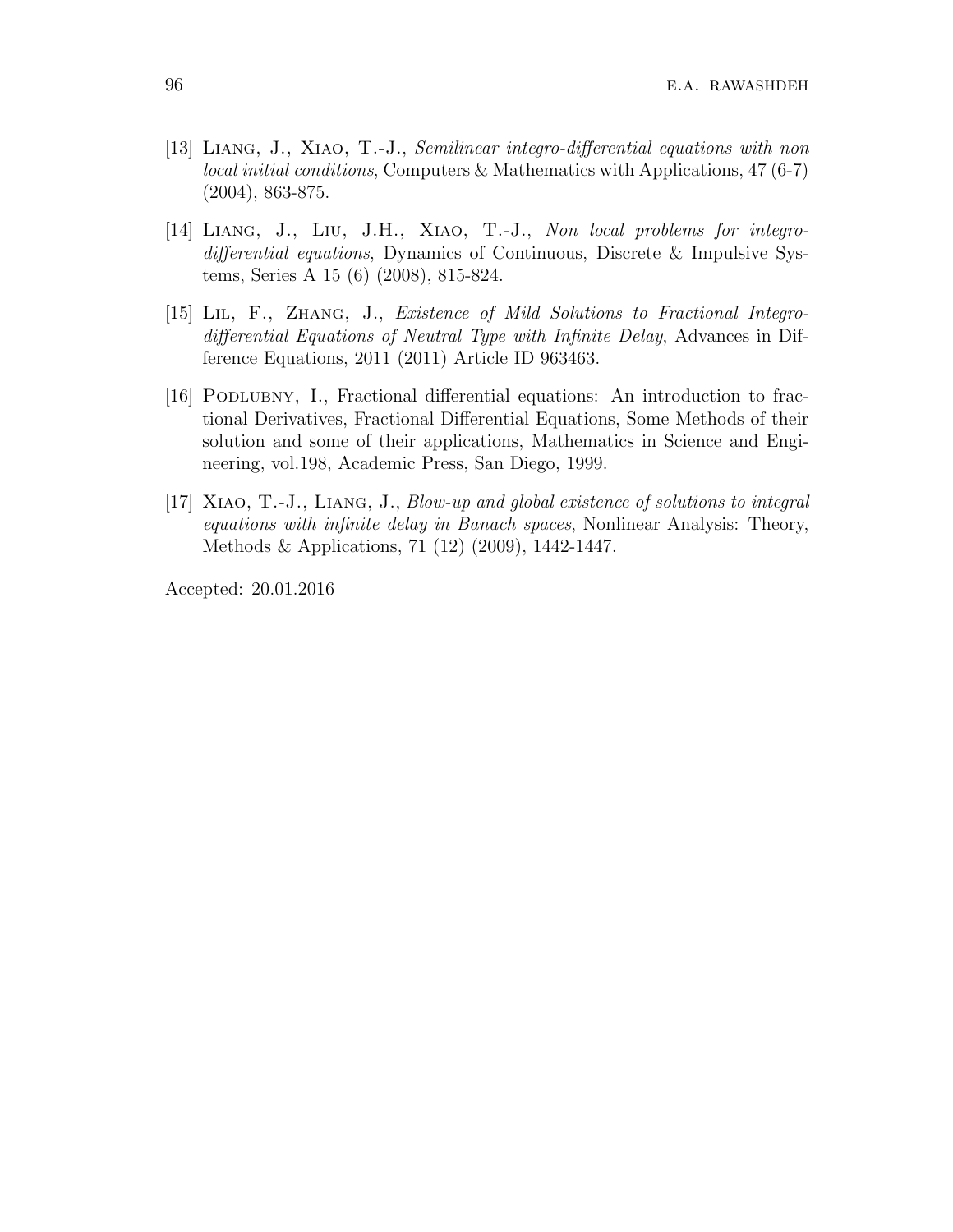[13] Liang, J., Xiao, T.-J., *Semilinear integro-differential equations with non local initial conditions*, Computers & Mathematics with Applications, 47 (6-7) (2004), 863-875.

[14] Liang, J., Liu, J.H., Xiao, T.-J., *Non local problems for integro-differential equations*, Dynamics of Continuous, Discrete & Impulsive Systems, Series A 15 (6) (2008), 815-824.

[15] Lil, F., Zhang, J., *Existence of Mild Solutions to Fractional Integro-differential Equations of Neutral Type with Infinite Delay*, Advances in Difference Equations, 2011 (2011) Article ID 963463.

[16] Podlubny, I., Fractional differential equations: An introduction to fractional Derivatives, Fractional Differential Equations, Some Methods of their solution and some of their applications, Mathematics in Science and Engineering, vol.198, Academic Press, San Diego, 1999.

[17] Xiao, T.-J., Liang, J., *Blow-up and global existence of solutions to integral equations with infinite delay in Banach spaces*, Nonlinear Analysis: Theory, Methods & Applications, 71 (12) (2009), 1442-1447.

Accepted: 20.01.2016